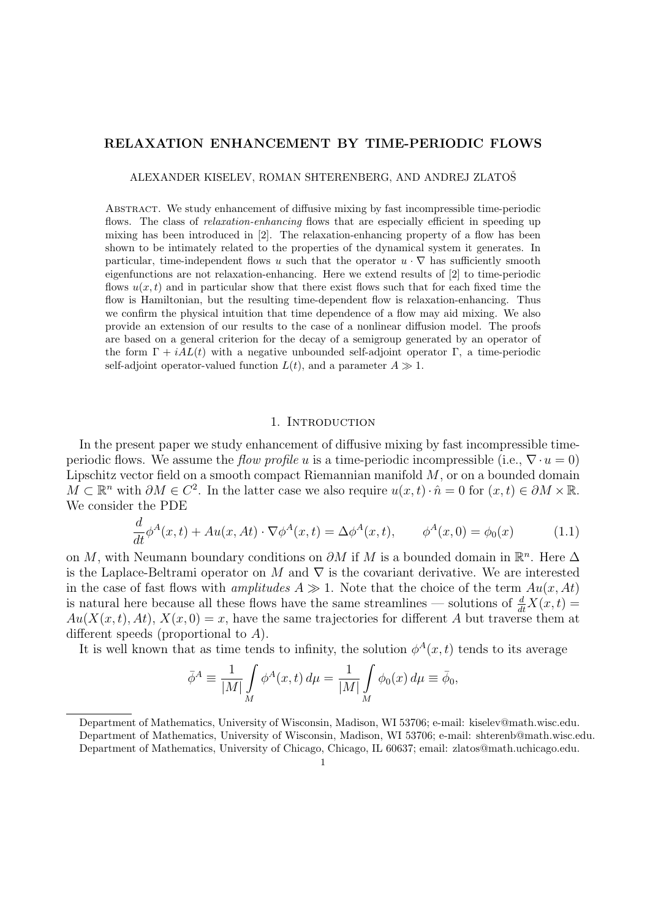# RELAXATION ENHANCEMENT BY TIME-PERIODIC FLOWS

ALEXANDER KISELEV, ROMAN SHTERENBERG, AND ANDREJ ZLATOŠ

Abstract. We study enhancement of diffusive mixing by fast incompressible time-periodic flows. The class of *relaxation-enhancing* flows that are especially efficient in speeding up mixing has been introduced in [2]. The relaxation-enhancing property of a flow has been shown to be intimately related to the properties of the dynamical system it generates. In particular, time-independent flows $u$ such that the operator $u \cdot \nabla$ has sufficiently smooth eigenfunctions are not relaxation-enhancing. Here we extend results of [2] to time-periodic flows $u(x,t)$ and in particular show that there exist flows such that for each fixed time the flow is Hamiltonian, but the resulting time-dependent flow is relaxation-enhancing. Thus we confirm the physical intuition that time dependence of a flow may aid mixing. We also provide an extension of our results to the case of a nonlinear diffusion model. The proofs are based on a general criterion for the decay of a semigroup generated by an operator of the form $\Gamma + iAL(t)$ with a negative unbounded self-adjoint operator $\Gamma$, a time-periodic self-adjoint operator-valued function $L(t)$, and a parameter $A \gg 1$.

## 1. Introduction

In the present paper we study enhancement of diffusive mixing by fast incompressible time-periodic flows. We assume the *flow profile* $u$ is a time-periodic incompressible (i.e., $\nabla \cdot u = 0$) Lipschitz vector field on a smooth compact Riemannian manifold $M$, or on a bounded domain $M \subset \mathbb{R}^n$ with $\partial M \in C^2$. In the latter case we also require $u(x,t) \cdot \hat{n} = 0$ for $(x,t) \in \partial M \times \mathbb{R}$. We consider the PDE

$$\frac{d}{dt}\phi^A(x,t) + Au(x,At) \cdot \nabla \phi^A(x,t) = \Delta \phi^A(x,t), \qquad \phi^A(x,0) = \phi_0(x) \tag{1.1}$$

on $M$, with Neumann boundary conditions on $\partial M$ if $M$ is a bounded domain in $\mathbb{R}^n$. Here $\Delta$ is the Laplace-Beltrami operator on $M$ and $\nabla$ is the covariant derivative. We are interested in the case of fast flows with *amplitudes* $A \gg 1$. Note that the choice of the term $Au(x,At)$ is natural here because all these flows have the same streamlines — solutions of $\frac{d}{dt}X(x,t) = Au(X(x,t),At)$, $X(x,0) = x$, have the same trajectories for different $A$ but traverse them at different speeds (proportional to $A$).

It is well known that as time tends to infinity, the solution $\phi^A(x,t)$ tends to its average

$$\bar{\phi}^A \equiv \frac{1}{|M|} \int_M \phi^A(x,t)\, d\mu = \frac{1}{|M|} \int_M \phi_0(x)\, d\mu \equiv \bar{\phi}_0,$$

Department of Mathematics, University of Wisconsin, Madison, WI 53706; e-mail: kiselev@math.wisc.edu.
Department of Mathematics, University of Wisconsin, Madison, WI 53706; e-mail: shterenb@math.wisc.edu.
Department of Mathematics, University of Chicago, Chicago, IL 60637; email: zlatos@math.uchicago.edu.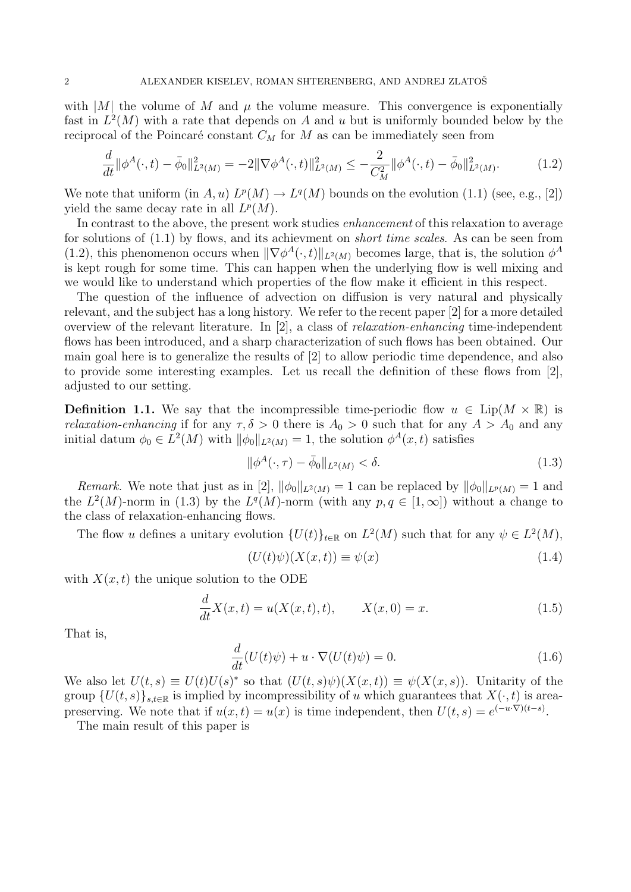with $|M|$ the volume of $M$ and $\mu$ the volume measure. This convergence is exponentially fast in $L^2(M)$ with a rate that depends on $A$ and $u$ but is uniformly bounded below by the reciprocal of the Poincaré constant $C_M$ for $M$ as can be immediately seen from

$$\frac{d}{dt}\|\phi^A(\cdot,t)-\bar{\phi}_0\|^2_{L^2(M)} = -2\|\nabla\phi^A(\cdot,t)\|^2_{L^2(M)} \le -\frac{2}{C_M^2}\|\phi^A(\cdot,t)-\bar{\phi}_0\|^2_{L^2(M)}. \tag{1.2}$$

We note that uniform (in $A, u$) $L^p(M) \to L^q(M)$ bounds on the evolution (1.1) (see, e.g., [2]) yield the same decay rate in all $L^p(M)$.

In contrast to the above, the present work studies *enhancement* of this relaxation to average for solutions of (1.1) by flows, and its achievment on *short time scales*. As can be seen from (1.2), this phenomenon occurs when $\|\nabla\phi^A(\cdot,t)\|_{L^2(M)}$ becomes large, that is, the solution $\phi^A$ is kept rough for some time. This can happen when the underlying flow is well mixing and we would like to understand which properties of the flow make it efficient in this respect.

The question of the influence of advection on diffusion is very natural and physically relevant, and the subject has a long history. We refer to the recent paper [2] for a more detailed overview of the relevant literature. In [2], a class of *relaxation-enhancing* time-independent flows has been introduced, and a sharp characterization of such flows has been obtained. Our main goal here is to generalize the results of [2] to allow periodic time dependence, and also to provide some interesting examples. Let us recall the definition of these flows from [2], adjusted to our setting.

**Definition 1.1.** We say that the incompressible time-periodic flow $u \in \mathrm{Lip}(M \times \mathbb{R})$ is *relaxation-enhancing* if for any $\tau, \delta > 0$ there is $A_0 > 0$ such that for any $A > A_0$ and any initial datum $\phi_0 \in L^2(M)$ with $\|\phi_0\|_{L^2(M)} = 1$, the solution $\phi^A(x,t)$ satisfies

$$\|\phi^A(\cdot,\tau) - \bar{\phi}_0\|_{L^2(M)} < \delta. \tag{1.3}$$

*Remark.* We note that just as in [2], $\|\phi_0\|_{L^2(M)} = 1$ can be replaced by $\|\phi_0\|_{L^p(M)} = 1$ and the $L^2(M)$-norm in (1.3) by the $L^q(M)$-norm (with any $p, q \in [1,\infty]$) without a change to the class of relaxation-enhancing flows.

The flow $u$ defines a unitary evolution $\{U(t)\}_{t\in\mathbb{R}}$ on $L^2(M)$ such that for any $\psi \in L^2(M)$,

$$(U(t)\psi)(X(x,t)) \equiv \psi(x) \tag{1.4}$$

with $X(x,t)$ the unique solution to the ODE

$$\frac{d}{dt}X(x,t) = u(X(x,t),t), \qquad X(x,0) = x. \tag{1.5}$$

That is,

$$\frac{d}{dt}(U(t)\psi) + u\cdot\nabla(U(t)\psi) = 0. \tag{1.6}$$

We also let $U(t,s) \equiv U(t)U(s)^*$ so that $(U(t,s)\psi)(X(x,t)) \equiv \psi(X(x,s))$. Unitarity of the group $\{U(t,s)\}_{s,t\in\mathbb{R}}$ is implied by incompressibility of $u$ which guarantees that $X(\cdot,t)$ is area-preserving. We note that if $u(x,t) = u(x)$ is time independent, then $U(t,s) = e^{(-u\cdot\nabla)(t-s)}$.

The main result of this paper is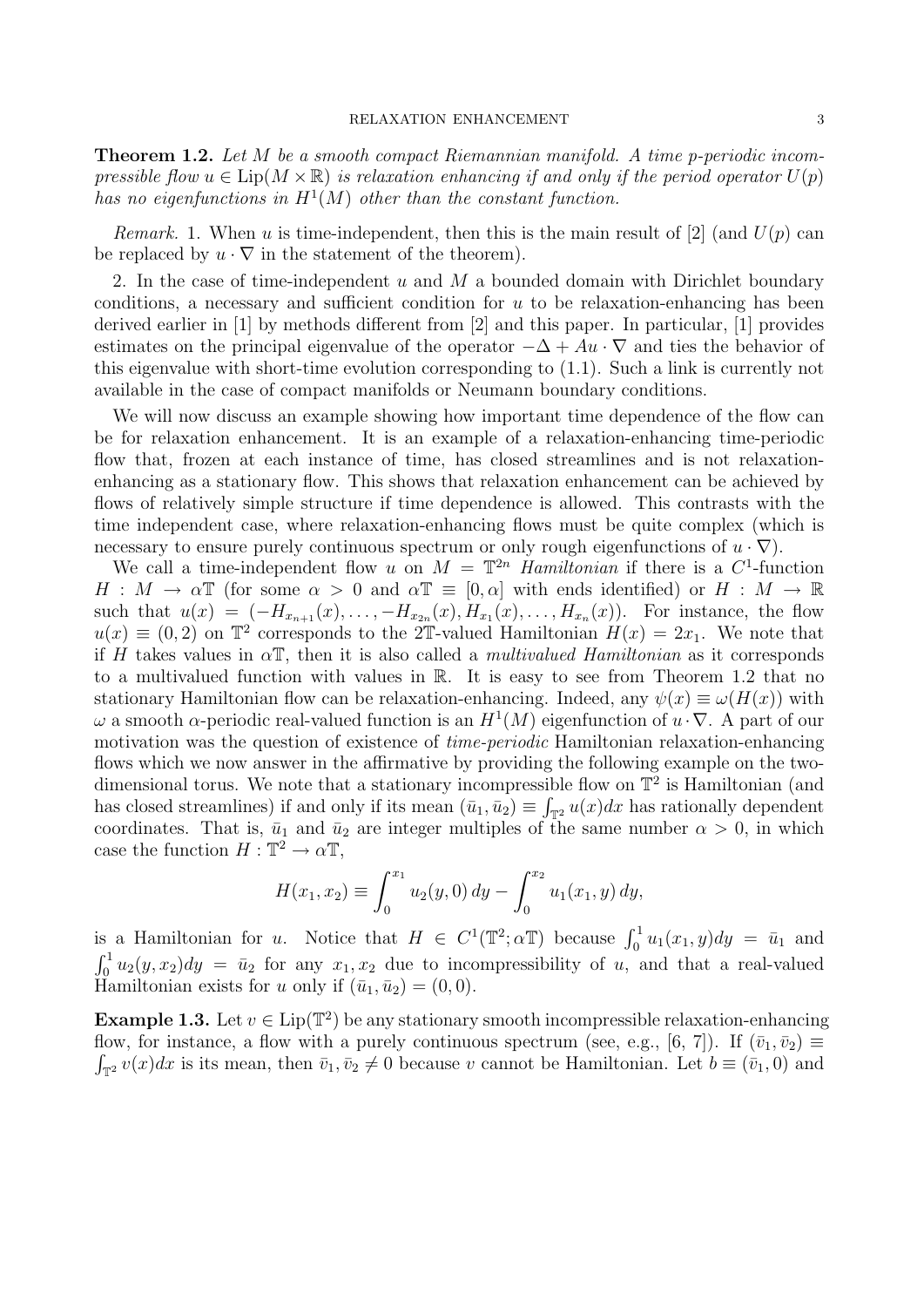**Theorem 1.2.** *Let $M$ be a smooth compact Riemannian manifold. A time $p$-periodic incompressible flow $u \in \text{Lip}(M \times \mathbb{R})$ is relaxation enhancing if and only if the period operator $U(p)$ has no eigenfunctions in $H^1(M)$ other than the constant function.*

*Remark.* 1. When $u$ is time-independent, then this is the main result of [2] (and $U(p)$ can be replaced by $u \cdot \nabla$ in the statement of the theorem).

2. In the case of time-independent $u$ and $M$ a bounded domain with Dirichlet boundary conditions, a necessary and sufficient condition for $u$ to be relaxation-enhancing has been derived earlier in [1] by methods different from [2] and this paper. In particular, [1] provides estimates on the principal eigenvalue of the operator $-\Delta + Au \cdot \nabla$ and ties the behavior of this eigenvalue with short-time evolution corresponding to (1.1). Such a link is currently not available in the case of compact manifolds or Neumann boundary conditions.

We will now discuss an example showing how important time dependence of the flow can be for relaxation enhancement. It is an example of a relaxation-enhancing time-periodic flow that, frozen at each instance of time, has closed streamlines and is not relaxation-enhancing as a stationary flow. This shows that relaxation enhancement can be achieved by flows of relatively simple structure if time dependence is allowed. This contrasts with the time independent case, where relaxation-enhancing flows must be quite complex (which is necessary to ensure purely continuous spectrum or only rough eigenfunctions of $u \cdot \nabla$).

We call a time-independent flow $u$ on $M = \mathbb{T}^{2n}$ *Hamiltonian* if there is a $C^1$-function $H : M \to \alpha\mathbb{T}$ (for some $\alpha > 0$ and $\alpha\mathbb{T} \equiv [0, \alpha]$ with ends identified) or $H : M \to \mathbb{R}$ such that $u(x) = (-H_{x_{n+1}}(x), \dots, -H_{x_{2n}}(x), H_{x_1}(x), \dots, H_{x_n}(x))$. For instance, the flow $u(x) \equiv (0, 2)$ on $\mathbb{T}^2$ corresponds to the $2\mathbb{T}$-valued Hamiltonian $H(x) = 2x_1$. We note that if $H$ takes values in $\alpha\mathbb{T}$, then it is also called a *multivalued Hamiltonian* as it corresponds to a multivalued function with values in $\mathbb{R}$. It is easy to see from Theorem 1.2 that no stationary Hamiltonian flow can be relaxation-enhancing. Indeed, any $\psi(x) \equiv \omega(H(x))$ with $\omega$ a smooth $\alpha$-periodic real-valued function is an $H^1(M)$ eigenfunction of $u \cdot \nabla$. A part of our motivation was the question of existence of *time-periodic* Hamiltonian relaxation-enhancing flows which we now answer in the affirmative by providing the following example on the two-dimensional torus. We note that a stationary incompressible flow on $\mathbb{T}^2$ is Hamiltonian (and has closed streamlines) if and only if its mean $(\bar{u}_1, \bar{u}_2) \equiv \int_{\mathbb{T}^2} u(x)dx$ has rationally dependent coordinates. That is, $\bar{u}_1$ and $\bar{u}_2$ are integer multiples of the same number $\alpha > 0$, in which case the function $H : \mathbb{T}^2 \to \alpha\mathbb{T}$,

$$H(x_1, x_2) \equiv \int_0^{x_1} u_2(y, 0)\, dy - \int_0^{x_2} u_1(x_1, y)\, dy,$$

is a Hamiltonian for $u$. Notice that $H \in C^1(\mathbb{T}^2; \alpha\mathbb{T})$ because $\int_0^1 u_1(x_1, y)dy = \bar{u}_1$ and $\int_0^1 u_2(y, x_2)dy = \bar{u}_2$ for any $x_1, x_2$ due to incompressibility of $u$, and that a real-valued Hamiltonian exists for $u$ only if $(\bar{u}_1, \bar{u}_2) = (0, 0)$.

**Example 1.3.** Let $v \in \text{Lip}(\mathbb{T}^2)$ be any stationary smooth incompressible relaxation-enhancing flow, for instance, a flow with a purely continuous spectrum (see, e.g., [6, 7]). If $(\bar{v}_1, \bar{v}_2) \equiv \int_{\mathbb{T}^2} v(x)dx$ is its mean, then $\bar{v}_1, \bar{v}_2 \neq 0$ because $v$ cannot be Hamiltonian. Let $b \equiv (\bar{v}_1, 0)$ and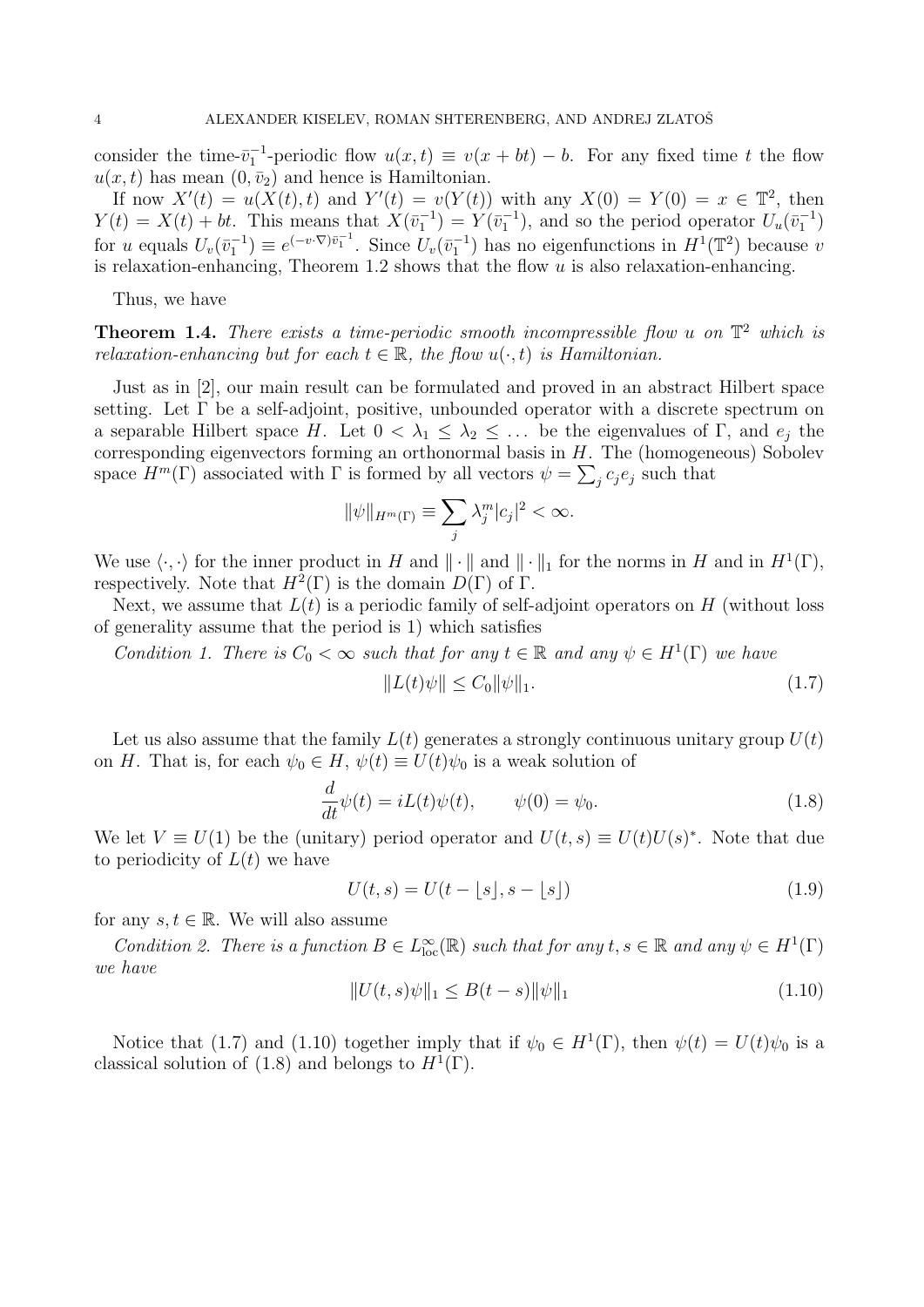consider the time-$\bar{v}_1^{-1}$-periodic flow $u(x,t) \equiv v(x+bt) - b$. For any fixed time $t$ the flow $u(x,t)$ has mean $(0, \bar{v}_2)$ and hence is Hamiltonian.

If now $X'(t) = u(X(t),t)$ and $Y'(t) = v(Y(t))$ with any $X(0) = Y(0) = x \in \mathbb{T}^2$, then $Y(t) = X(t) + bt$. This means that $X(\bar{v}_1^{-1}) = Y(\bar{v}_1^{-1})$, and so the period operator $U_u(\bar{v}_1^{-1})$ for $u$ equals $U_v(\bar{v}_1^{-1}) \equiv e^{(-v\cdot\nabla)\bar{v}_1^{-1}}$. Since $U_v(\bar{v}_1^{-1})$ has no eigenfunctions in $H^1(\mathbb{T}^2)$ because $v$ is relaxation-enhancing, Theorem 1.2 shows that the flow $u$ is also relaxation-enhancing.

Thus, we have

**Theorem 1.4.** *There exists a time-periodic smooth incompressible flow $u$ on $\mathbb{T}^2$ which is relaxation-enhancing but for each $t \in \mathbb{R}$, the flow $u(\cdot,t)$ is Hamiltonian.*

Just as in [2], our main result can be formulated and proved in an abstract Hilbert space setting. Let $\Gamma$ be a self-adjoint, positive, unbounded operator with a discrete spectrum on a separable Hilbert space $H$. Let $0 < \lambda_1 \le \lambda_2 \le \dots$ be the eigenvalues of $\Gamma$, and $e_j$ the corresponding eigenvectors forming an orthonormal basis in $H$. The (homogeneous) Sobolev space $H^m(\Gamma)$ associated with $\Gamma$ is formed by all vectors $\psi = \sum_j c_j e_j$ such that

$$\|\psi\|_{H^m(\Gamma)} \equiv \sum_j \lambda_j^m |c_j|^2 < \infty.$$

We use $\langle \cdot, \cdot \rangle$ for the inner product in $H$ and $\|\cdot\|$ and $\|\cdot\|_1$ for the norms in $H$ and in $H^1(\Gamma)$, respectively. Note that $H^2(\Gamma)$ is the domain $D(\Gamma)$ of $\Gamma$.

Next, we assume that $L(t)$ is a periodic family of self-adjoint operators on $H$ (without loss of generality assume that the period is 1) which satisfies

*Condition 1. There is $C_0 < \infty$ such that for any $t \in \mathbb{R}$ and any $\psi \in H^1(\Gamma)$ we have*

$$\|L(t)\psi\| \le C_0 \|\psi\|_1. \tag{1.7}$$

Let us also assume that the family $L(t)$ generates a strongly continuous unitary group $U(t)$ on $H$. That is, for each $\psi_0 \in H$, $\psi(t) \equiv U(t)\psi_0$ is a weak solution of

$$\frac{d}{dt}\psi(t) = iL(t)\psi(t), \qquad \psi(0) = \psi_0. \tag{1.8}$$

We let $V \equiv U(1)$ be the (unitary) period operator and $U(t,s) \equiv U(t)U(s)^*$. Note that due to periodicity of $L(t)$ we have

$$U(t,s) = U(t - \lfloor s \rfloor, s - \lfloor s \rfloor) \tag{1.9}$$

for any $s, t \in \mathbb{R}$. We will also assume

*Condition 2. There is a function $B \in L^\infty_{\mathrm{loc}}(\mathbb{R})$ such that for any $t, s \in \mathbb{R}$ and any $\psi \in H^1(\Gamma)$ we have*

$$\|U(t,s)\psi\|_1 \le B(t-s)\|\psi\|_1 \tag{1.10}$$

Notice that (1.7) and (1.10) together imply that if $\psi_0 \in H^1(\Gamma)$, then $\psi(t) = U(t)\psi_0$ is a classical solution of (1.8) and belongs to $H^1(\Gamma)$.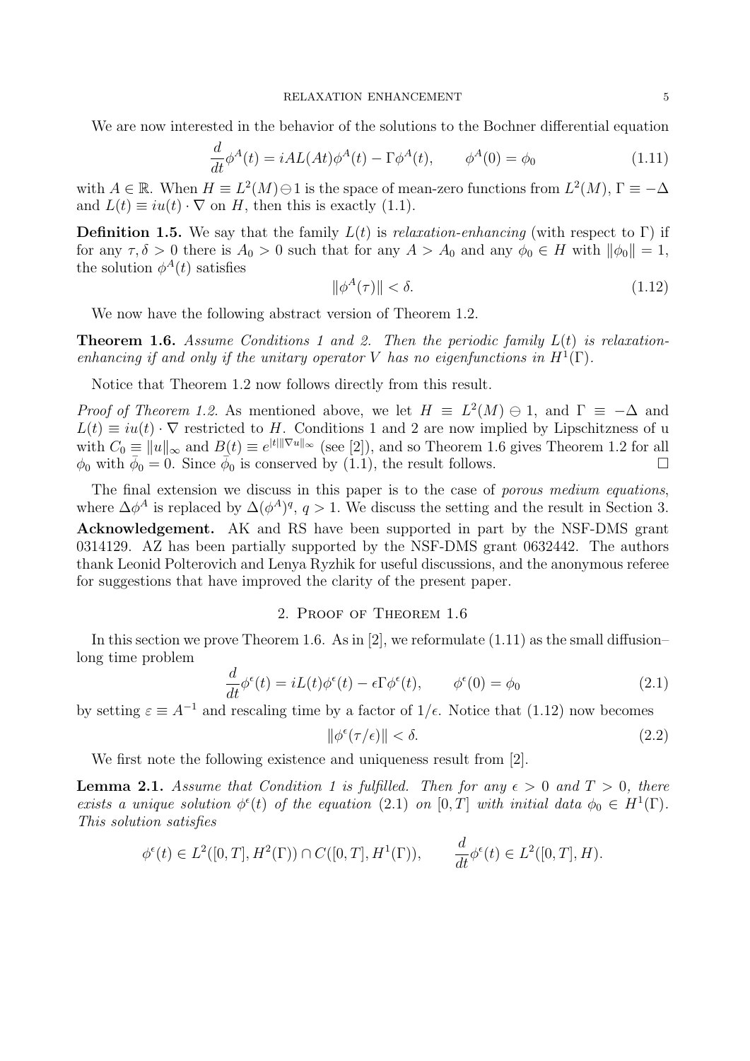We are now interested in the behavior of the solutions to the Bochner differential equation

$$\frac{d}{dt}\phi^A(t) = iAL(At)\phi^A(t) - \Gamma\phi^A(t), \qquad \phi^A(0) = \phi_0 \tag{1.11}$$

with $A \in \mathbb{R}$. When $H \equiv L^2(M) \ominus 1$ is the space of mean-zero functions from $L^2(M)$, $\Gamma \equiv -\Delta$ and $L(t) \equiv iu(t) \cdot \nabla$ on $H$, then this is exactly (1.1).

**Definition 1.5.** We say that the family $L(t)$ is *relaxation-enhancing* (with respect to $\Gamma$) if for any $\tau, \delta > 0$ there is $A_0 > 0$ such that for any $A > A_0$ and any $\phi_0 \in H$ with $\|\phi_0\| = 1$, the solution $\phi^A(t)$ satisfies

$$\|\phi^A(\tau)\| < \delta. \tag{1.12}$$

We now have the following abstract version of Theorem 1.2.

**Theorem 1.6.** *Assume Conditions 1 and 2. Then the periodic family $L(t)$ is relaxation-enhancing if and only if the unitary operator $V$ has no eigenfunctions in $H^1(\Gamma)$.*

Notice that Theorem 1.2 now follows directly from this result.

*Proof of Theorem 1.2.* As mentioned above, we let $H \equiv L^2(M) \ominus 1$, and $\Gamma \equiv -\Delta$ and $L(t) \equiv iu(t) \cdot \nabla$ restricted to $H$. Conditions 1 and 2 are now implied by Lipschitzness of u with $C_0 \equiv \|u\|_\infty$ and $B(t) \equiv e^{|t|\|\nabla u\|_\infty}$ (see [2]), and so Theorem 1.6 gives Theorem 1.2 for all $\phi_0$ with $\bar{\phi}_0 = 0$. Since $\bar{\phi}_0$ is conserved by (1.1), the result follows. □

The final extension we discuss in this paper is to the case of *porous medium equations*, where $\Delta\phi^A$ is replaced by $\Delta(\phi^A)^q$, $q > 1$. We discuss the setting and the result in Section 3.

**Acknowledgement.** AK and RS have been supported in part by the NSF-DMS grant 0314129. AZ has been partially supported by the NSF-DMS grant 0632442. The authors thank Leonid Polterovich and Lenya Ryzhik for useful discussions, and the anonymous referee for suggestions that have improved the clarity of the present paper.

## 2. Proof of Theorem 1.6

In this section we prove Theorem 1.6. As in [2], we reformulate (1.11) as the small diffusion–long time problem

$$\frac{d}{dt}\phi^\epsilon(t) = iL(t)\phi^\epsilon(t) - \epsilon\Gamma\phi^\epsilon(t), \qquad \phi^\epsilon(0) = \phi_0 \tag{2.1}$$

by setting $\varepsilon \equiv A^{-1}$ and rescaling time by a factor of $1/\epsilon$. Notice that (1.12) now becomes

$$\|\phi^\epsilon(\tau/\epsilon)\| < \delta. \tag{2.2}$$

We first note the following existence and uniqueness result from [2].

**Lemma 2.1.** *Assume that Condition 1 is fulfilled. Then for any $\epsilon > 0$ and $T > 0$, there exists a unique solution $\phi^\epsilon(t)$ of the equation (2.1) on $[0, T]$ with initial data $\phi_0 \in H^1(\Gamma)$. This solution satisfies*

$$\phi^\epsilon(t) \in L^2([0,T], H^2(\Gamma)) \cap C([0,T], H^1(\Gamma)), \qquad \frac{d}{dt}\phi^\epsilon(t) \in L^2([0,T], H).$$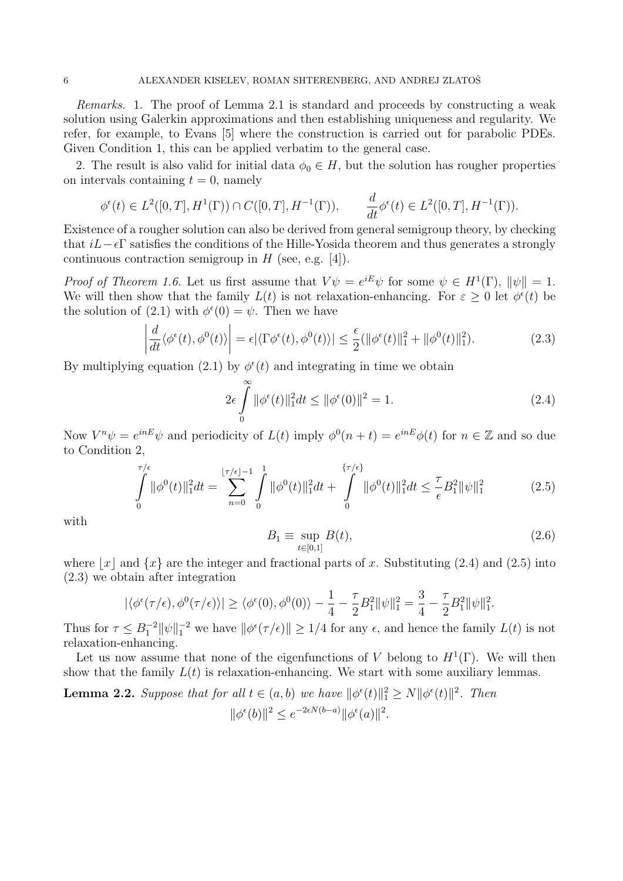*Remarks.* 1. The proof of Lemma 2.1 is standard and proceeds by constructing a weak solution using Galerkin approximations and then establishing uniqueness and regularity. We refer, for example, to Evans [5] where the construction is carried out for parabolic PDEs. Given Condition 1, this can be applied verbatim to the general case.

2. The result is also valid for initial data $\phi_0 \in H$, but the solution has rougher properties on intervals containing $t = 0$, namely

$$\phi^\epsilon(t) \in L^2([0,T], H^1(\Gamma)) \cap C([0,T], H^{-1}(\Gamma)), \qquad \frac{d}{dt}\phi^\epsilon(t) \in L^2([0,T], H^{-1}(\Gamma)).$$

Existence of a rougher solution can also be derived from general semigroup theory, by checking that $iL - \epsilon\Gamma$ satisfies the conditions of the Hille-Yosida theorem and thus generates a strongly continuous contraction semigroup in $H$ (see, e.g. [4]).

*Proof of Theorem 1.6.* Let us first assume that $V\psi = e^{iE}\psi$ for some $\psi \in H^1(\Gamma)$, $\|\psi\| = 1$. We will then show that the family $L(t)$ is not relaxation-enhancing. For $\varepsilon \geq 0$ let $\phi^\epsilon(t)$ be the solution of (2.1) with $\phi^\epsilon(0) = \psi$. Then we have

$$\left| \frac{d}{dt}\langle \phi^\epsilon(t), \phi^0(t)\rangle \right| = \epsilon |\langle \Gamma\phi^\epsilon(t), \phi^0(t)\rangle| \leq \frac{\epsilon}{2}(\|\phi^\epsilon(t)\|_1^2 + \|\phi^0(t)\|_1^2). \tag{2.3}$$

By multiplying equation (2.1) by $\phi^\epsilon(t)$ and integrating in time we obtain

$$2\epsilon \int_0^\infty \|\phi^\epsilon(t)\|_1^2 dt \leq \|\phi^\epsilon(0)\|^2 = 1. \tag{2.4}$$

Now $V^n\psi = e^{inE}\psi$ and periodicity of $L(t)$ imply $\phi^0(n+t) = e^{inE}\phi(t)$ for $n \in \mathbb{Z}$ and so due to Condition 2,

$$\int_0^{\tau/\epsilon} \|\phi^0(t)\|_1^2 dt = \sum_{n=0}^{\lfloor \tau/\epsilon \rfloor - 1} \int_0^1 \|\phi^0(t)\|_1^2 dt + \int_0^{\{\tau/\epsilon\}} \|\phi^0(t)\|_1^2 dt \leq \frac{\tau}{\epsilon} B_1^2 \|\psi\|_1^2 \tag{2.5}$$

with

$$B_1 \equiv \sup_{t \in [0,1]} B(t), \tag{2.6}$$

where $\lfloor x \rfloor$ and $\{x\}$ are the integer and fractional parts of $x$. Substituting (2.4) and (2.5) into (2.3) we obtain after integration

$$|\langle \phi^\epsilon(\tau/\epsilon), \phi^0(\tau/\epsilon)\rangle| \geq \langle \phi^\epsilon(0), \phi^0(0)\rangle - \frac{1}{4} - \frac{\tau}{2}B_1^2\|\psi\|_1^2 = \frac{3}{4} - \frac{\tau}{2}B_1^2\|\psi\|_1^2.$$

Thus for $\tau \leq B_1^{-2}\|\psi\|_1^{-2}$ we have $\|\phi^\epsilon(\tau/\epsilon)\| \geq 1/4$ for any $\epsilon$, and hence the family $L(t)$ is not relaxation-enhancing.

Let us now assume that none of the eigenfunctions of $V$ belong to $H^1(\Gamma)$. We will then show that the family $L(t)$ is relaxation-enhancing. We start with some auxiliary lemmas.

**Lemma 2.2.** *Suppose that for all $t \in (a,b)$ we have $\|\phi^\epsilon(t)\|_1^2 \geq N\|\phi^\epsilon(t)\|^2$. Then*

$$\|\phi^\epsilon(b)\|^2 \leq e^{-2\epsilon N(b-a)}\|\phi^\epsilon(a)\|^2.$$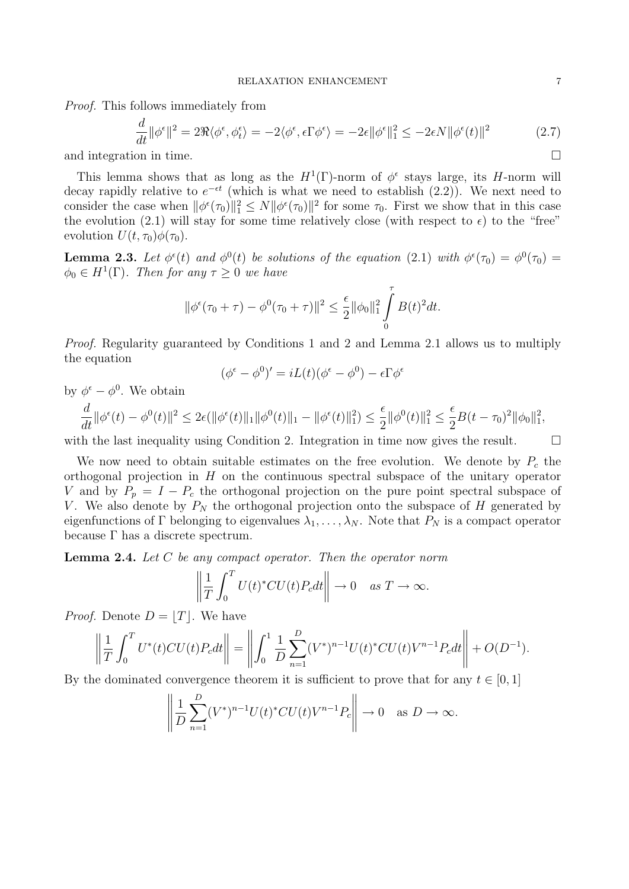*Proof.* This follows immediately from

$$\frac{d}{dt}\|\phi^\epsilon\|^2 = 2\Re\langle \phi^\epsilon, \phi^\epsilon_t\rangle = -2\langle \phi^\epsilon, \epsilon\Gamma\phi^\epsilon\rangle = -2\epsilon\|\phi^\epsilon\|_1^2 \le -2\epsilon N\|\phi^\epsilon(t)\|^2 \tag{2.7}$$

and integration in time. $\square$

This lemma shows that as long as the $H^1(\Gamma)$-norm of $\phi^\epsilon$ stays large, its $H$-norm will decay rapidly relative to $e^{-\epsilon t}$ (which is what we need to establish (2.2)). We next need to consider the case when $\|\phi^\epsilon(\tau_0)\|_1^2 \le N\|\phi^\epsilon(\tau_0)\|^2$ for some $\tau_0$. First we show that in this case the evolution (2.1) will stay for some time relatively close (with respect to $\epsilon$) to the "free" evolution $U(t,\tau_0)\phi(\tau_0)$.

**Lemma 2.3.** *Let $\phi^\epsilon(t)$ and $\phi^0(t)$ be solutions of the equation* (2.1) *with $\phi^\epsilon(\tau_0) = \phi^0(\tau_0) = \phi_0 \in H^1(\Gamma)$. Then for any $\tau \ge 0$ we have*

$$\|\phi^\epsilon(\tau_0+\tau) - \phi^0(\tau_0+\tau)\|^2 \le \frac{\epsilon}{2}\|\phi_0\|_1^2 \int_0^\tau B(t)^2 dt.$$

*Proof.* Regularity guaranteed by Conditions 1 and 2 and Lemma 2.1 allows us to multiply the equation

$$(\phi^\epsilon - \phi^0)' = iL(t)(\phi^\epsilon - \phi^0) - \epsilon\Gamma\phi^\epsilon$$

by $\phi^\epsilon - \phi^0$. We obtain

$$\frac{d}{dt}\|\phi^\epsilon(t) - \phi^0(t)\|^2 \le 2\epsilon(\|\phi^\epsilon(t)\|_1\|\phi^0(t)\|_1 - \|\phi^\epsilon(t)\|_1^2) \le \frac{\epsilon}{2}\|\phi^0(t)\|_1^2 \le \frac{\epsilon}{2}B(t-\tau_0)^2\|\phi_0\|_1^2,$$

with the last inequality using Condition 2. Integration in time now gives the result. $\square$

We now need to obtain suitable estimates on the free evolution. We denote by $P_c$ the orthogonal projection in $H$ on the continuous spectral subspace of the unitary operator $V$ and by $P_p = I - P_c$ the orthogonal projection on the pure point spectral subspace of $V$. We also denote by $P_N$ the orthogonal projection onto the subspace of $H$ generated by eigenfunctions of $\Gamma$ belonging to eigenvalues $\lambda_1, \dots, \lambda_N$. Note that $P_N$ is a compact operator because $\Gamma$ has a discrete spectrum.

**Lemma 2.4.** *Let $C$ be any compact operator. Then the operator norm*

$$\left\|\frac{1}{T}\int_0^T U(t)^* C U(t) P_c dt\right\| \to 0 \quad \textit{as } T \to \infty.$$

*Proof.* Denote $D = \lfloor T \rfloor$. We have

$$\left\|\frac{1}{T}\int_0^T U^*(t) C U(t) P_c dt\right\| = \left\|\int_0^1 \frac{1}{D}\sum_{n=1}^D (V^*)^{n-1} U(t)^* C U(t) V^{n-1} P_c dt\right\| + O(D^{-1}).$$

By the dominated convergence theorem it is sufficient to prove that for any $t \in [0,1]$

$$\left\|\frac{1}{D}\sum_{n=1}^D (V^*)^{n-1} U(t)^* C U(t) V^{n-1} P_c\right\| \to 0 \quad \text{as } D \to \infty.$$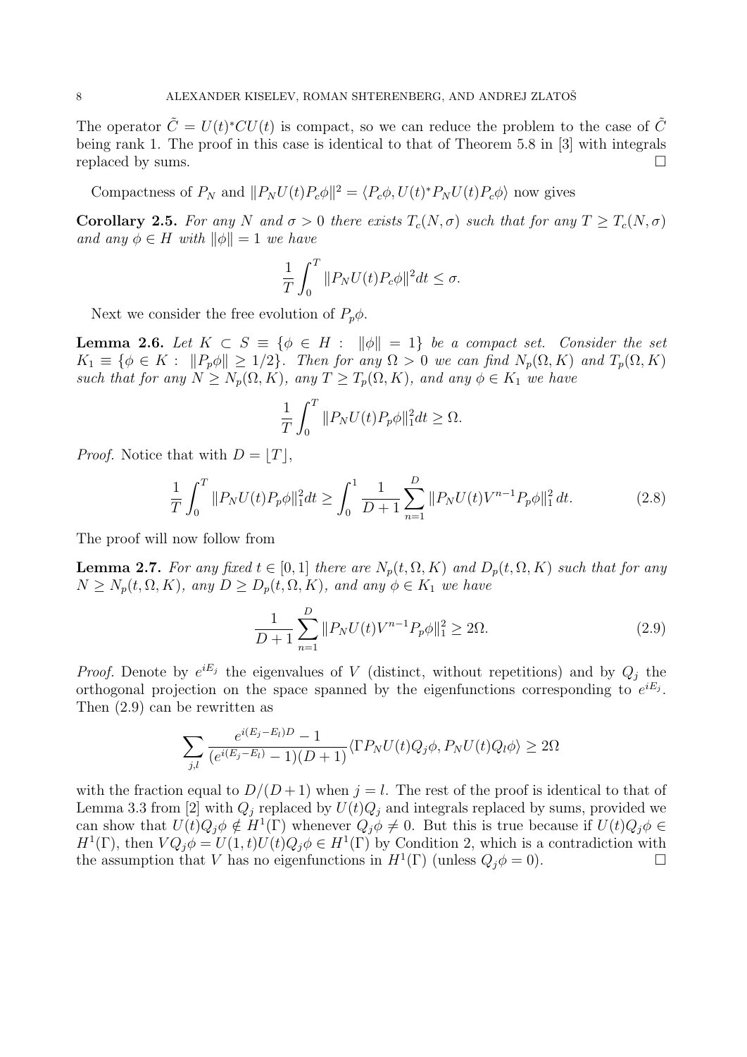The operator $\tilde{C} = U(t)^* C U(t)$ is compact, so we can reduce the problem to the case of $\tilde{C}$ being rank 1. The proof in this case is identical to that of Theorem 5.8 in [3] with integrals replaced by sums. $\square$

Compactness of $P_N$ and $\|P_N U(t) P_c \phi\|^2 = \langle P_c \phi, U(t)^* P_N U(t) P_c \phi \rangle$ now gives

**Corollary 2.5.** *For any $N$ and $\sigma > 0$ there exists $T_c(N, \sigma)$ such that for any $T \geq T_c(N, \sigma)$ and any $\phi \in H$ with $\|\phi\| = 1$ we have*

$$\frac{1}{T} \int_0^T \|P_N U(t) P_c \phi\|^2 dt \leq \sigma.$$

Next we consider the free evolution of $P_p \phi$.

**Lemma 2.6.** *Let $K \subset S \equiv \{\phi \in H : \|\phi\| = 1\}$ be a compact set. Consider the set $K_1 \equiv \{\phi \in K : \|P_p \phi\| \geq 1/2\}$. Then for any $\Omega > 0$ we can find $N_p(\Omega, K)$ and $T_p(\Omega, K)$ such that for any $N \geq N_p(\Omega, K)$, any $T \geq T_p(\Omega, K)$, and any $\phi \in K_1$ we have*

$$\frac{1}{T} \int_0^T \|P_N U(t) P_p \phi\|_1^2 dt \geq \Omega.$$

*Proof.* Notice that with $D = \lfloor T \rfloor$,

$$\frac{1}{T} \int_0^T \|P_N U(t) P_p \phi\|_1^2 dt \geq \int_0^1 \frac{1}{D+1} \sum_{n=1}^{D} \|P_N U(t) V^{n-1} P_p \phi\|_1^2 \, dt. \tag{2.8}$$

The proof will now follow from

**Lemma 2.7.** *For any fixed $t \in [0, 1]$ there are $N_p(t, \Omega, K)$ and $D_p(t, \Omega, K)$ such that for any $N \geq N_p(t, \Omega, K)$, any $D \geq D_p(t, \Omega, K)$, and any $\phi \in K_1$ we have*

$$\frac{1}{D+1} \sum_{n=1}^{D} \|P_N U(t) V^{n-1} P_p \phi\|_1^2 \geq 2\Omega. \tag{2.9}$$

*Proof.* Denote by $e^{iE_j}$ the eigenvalues of $V$ (distinct, without repetitions) and by $Q_j$ the orthogonal projection on the space spanned by the eigenfunctions corresponding to $e^{iE_j}$. Then (2.9) can be rewritten as

$$\sum_{j,l} \frac{e^{i(E_j - E_l)D} - 1}{(e^{i(E_j - E_l)} - 1)(D+1)} \langle \Gamma P_N U(t) Q_j \phi, P_N U(t) Q_l \phi \rangle \geq 2\Omega$$

with the fraction equal to $D/(D+1)$ when $j = l$. The rest of the proof is identical to that of Lemma 3.3 from [2] with $Q_j$ replaced by $U(t) Q_j$ and integrals replaced by sums, provided we can show that $U(t) Q_j \phi \notin H^1(\Gamma)$ whenever $Q_j \phi \neq 0$. But this is true because if $U(t) Q_j \phi \in H^1(\Gamma)$, then $V Q_j \phi = U(1, t) U(t) Q_j \phi \in H^1(\Gamma)$ by Condition 2, which is a contradiction with the assumption that $V$ has no eigenfunctions in $H^1(\Gamma)$ (unless $Q_j \phi = 0$). $\square$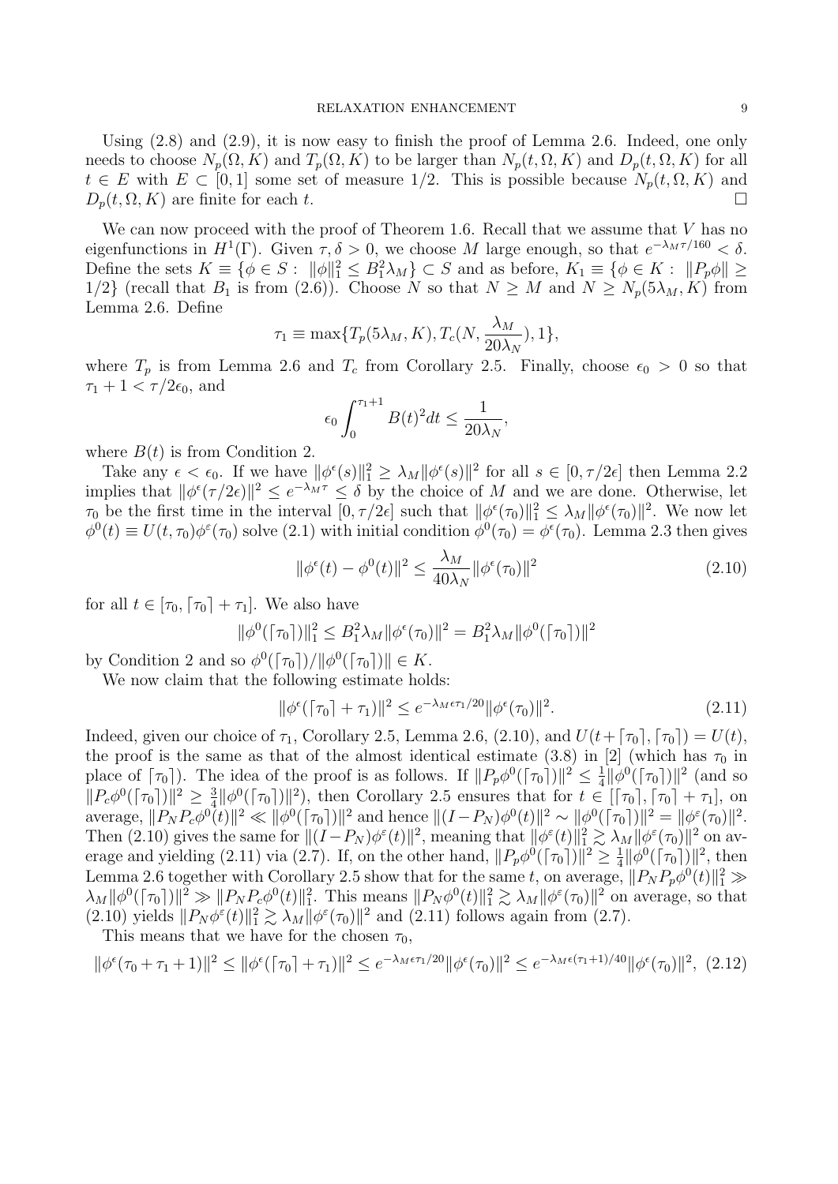Using (2.8) and (2.9), it is now easy to finish the proof of Lemma 2.6. Indeed, one only needs to choose $N_p(\Omega, K)$ and $T_p(\Omega, K)$ to be larger than $N_p(t, \Omega, K)$ and $D_p(t, \Omega, K)$ for all $t \in E$ with $E \subset [0, 1]$ some set of measure $1/2$. This is possible because $N_p(t, \Omega, K)$ and $D_p(t, \Omega, K)$ are finite for each $t$. $\square$

We can now proceed with the proof of Theorem 1.6. Recall that we assume that $V$ has no eigenfunctions in $H^1(\Gamma)$. Given $\tau, \delta > 0$, we choose $M$ large enough, so that $e^{-\lambda_M \tau/160} < \delta$. Define the sets $K \equiv \{\phi \in S : \|\phi\|_1^2 \le B_1^2 \lambda_M\} \subset S$ and as before, $K_1 \equiv \{\phi \in K : \|P_p \phi\| \ge 1/2\}$ (recall that $B_1$ is from (2.6)). Choose $N$ so that $N \ge M$ and $N \ge N_p(5\lambda_M, K)$ from Lemma 2.6. Define

$$\tau_1 \equiv \max\{T_p(5\lambda_M, K), T_c(N, \frac{\lambda_M}{20\lambda_N}), 1\},$$

where $T_p$ is from Lemma 2.6 and $T_c$ from Corollary 2.5. Finally, choose $\epsilon_0 > 0$ so that $\tau_1 + 1 < \tau/2\epsilon_0$, and

$$\epsilon_0 \int_0^{\tau_1+1} B(t)^2 dt \le \frac{1}{20\lambda_N},$$

where $B(t)$ is from Condition 2.

Take any $\epsilon < \epsilon_0$. If we have $\|\phi^\epsilon(s)\|_1^2 \ge \lambda_M \|\phi^\epsilon(s)\|^2$ for all $s \in [0, \tau/2\epsilon]$ then Lemma 2.2 implies that $\|\phi^\epsilon(\tau/2\epsilon)\|^2 \le e^{-\lambda_M \tau} \le \delta$ by the choice of $M$ and we are done. Otherwise, let $\tau_0$ be the first time in the interval $[0, \tau/2\epsilon]$ such that $\|\phi^\epsilon(\tau_0)\|_1^2 \le \lambda_M \|\phi^\epsilon(\tau_0)\|^2$. We now let $\phi^0(t) \equiv U(t, \tau_0)\phi^\varepsilon(\tau_0)$ solve (2.1) with initial condition $\phi^0(\tau_0) = \phi^\epsilon(\tau_0)$. Lemma 2.3 then gives

$$\|\phi^\epsilon(t) - \phi^0(t)\|^2 \le \frac{\lambda_M}{40\lambda_N} \|\phi^\epsilon(\tau_0)\|^2 \tag{2.10}$$

for all $t \in [\tau_0, \lceil \tau_0 \rceil + \tau_1]$. We also have

$$\|\phi^0(\lceil \tau_0 \rceil)\|_1^2 \le B_1^2 \lambda_M \|\phi^\epsilon(\tau_0)\|^2 = B_1^2 \lambda_M \|\phi^0(\lceil \tau_0 \rceil)\|^2$$

by Condition 2 and so $\phi^0(\lceil \tau_0 \rceil)/\|\phi^0(\lceil \tau_0 \rceil)\| \in K$.

We now claim that the following estimate holds:

$$\|\phi^\epsilon(\lceil \tau_0 \rceil + \tau_1)\|^2 \le e^{-\lambda_M \epsilon \tau_1/20} \|\phi^\epsilon(\tau_0)\|^2. \tag{2.11}$$

Indeed, given our choice of $\tau_1$, Corollary 2.5, Lemma 2.6, (2.10), and $U(t + \lceil \tau_0 \rceil, \lceil \tau_0 \rceil) = U(t)$, the proof is the same as that of the almost identical estimate (3.8) in [2] (which has $\tau_0$ in place of $\lceil \tau_0 \rceil$). The idea of the proof is as follows. If $\|P_p \phi^0(\lceil \tau_0 \rceil)\|^2 \le \frac{1}{4}\|\phi^0(\lceil \tau_0 \rceil)\|^2$ (and so $\|P_c \phi^0(\lceil \tau_0 \rceil)\|^2 \ge \frac{3}{4}\|\phi^0(\lceil \tau_0 \rceil)\|^2$), then Corollary 2.5 ensures that for $t \in [\lceil \tau_0 \rceil, \lceil \tau_0 \rceil + \tau_1]$, on average, $\|P_N P_c \phi^0(t)\|^2 \ll \|\phi^0(\lceil \tau_0 \rceil)\|^2$ and hence $\|(I - P_N)\phi^0(t)\|^2 \sim \|\phi^0(\lceil \tau_0 \rceil)\|^2 = \|\phi^\varepsilon(\tau_0)\|^2$. Then (2.10) gives the same for $\|(I - P_N)\phi^\varepsilon(t)\|^2$, meaning that $\|\phi^\varepsilon(t)\|_1^2 \gtrsim \lambda_M \|\phi^\varepsilon(\tau_0)\|^2$ on average and yielding (2.11) via (2.7). If, on the other hand, $\|P_p \phi^0(\lceil \tau_0 \rceil)\|^2 \ge \frac{1}{4}\|\phi^0(\lceil \tau_0 \rceil)\|^2$, then Lemma 2.6 together with Corollary 2.5 show that for the same $t$, on average, $\|P_N P_p \phi^0(t)\|_1^2 \gg \lambda_M \|\phi^0(\lceil \tau_0 \rceil)\|^2 \gg \|P_N P_c \phi^0(t)\|_1^2$. This means $\|P_N \phi^0(t)\|_1^2 \gtrsim \lambda_M \|\phi^\varepsilon(\tau_0)\|^2$ on average, so that (2.10) yields $\|P_N \phi^\varepsilon(t)\|_1^2 \gtrsim \lambda_M \|\phi^\varepsilon(\tau_0)\|^2$ and (2.11) follows again from (2.7).

This means that we have for the chosen $\tau_0$,

$$\|\phi^\epsilon(\tau_0 + \tau_1 + 1)\|^2 \le \|\phi^\epsilon(\lceil \tau_0 \rceil + \tau_1)\|^2 \le e^{-\lambda_M \epsilon \tau_1/20} \|\phi^\epsilon(\tau_0)\|^2 \le e^{-\lambda_M \epsilon (\tau_1+1)/40} \|\phi^\epsilon(\tau_0)\|^2, \tag{2.12}$$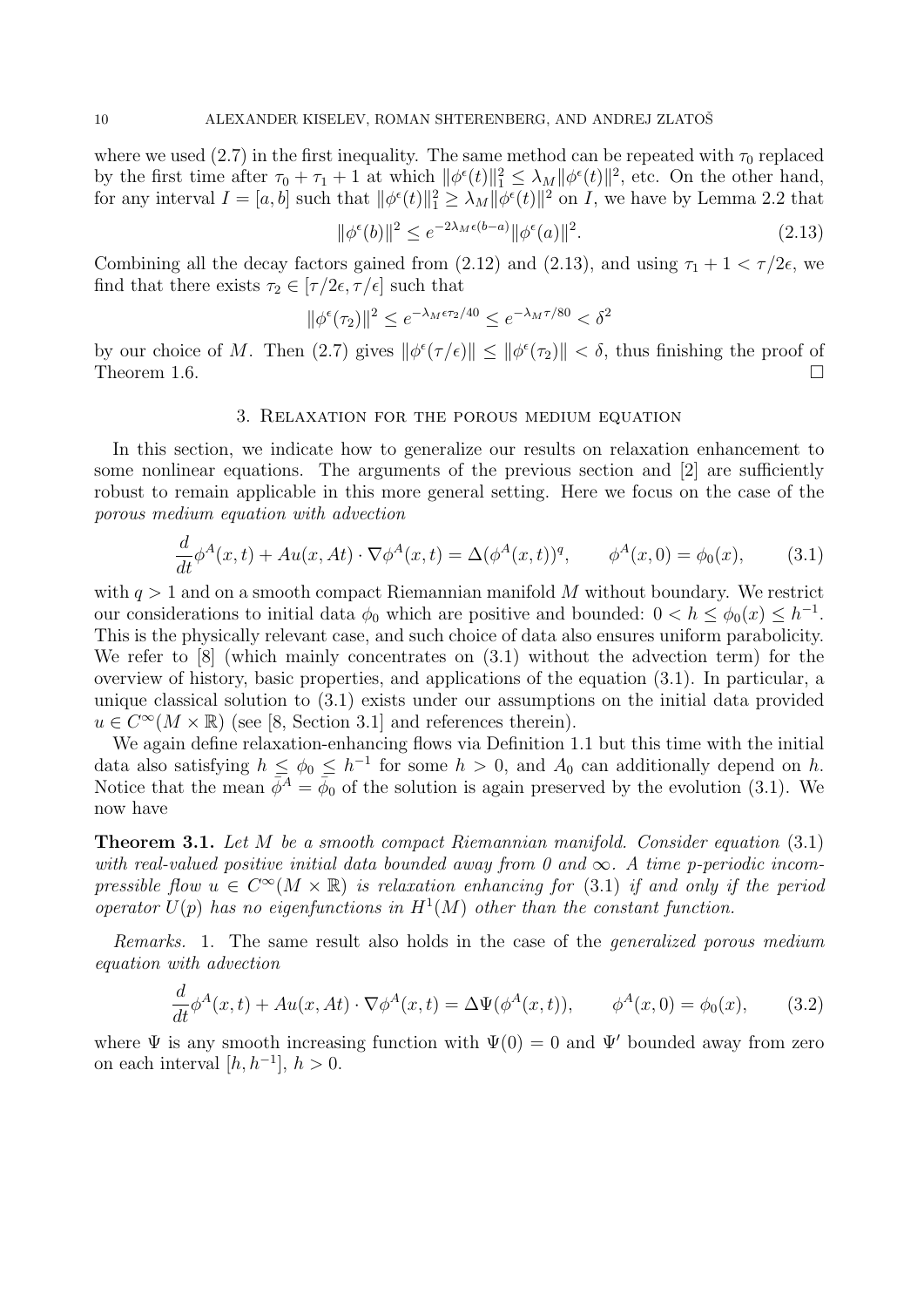where we used (2.7) in the first inequality. The same method can be repeated with $\tau_0$ replaced by the first time after $\tau_0 + \tau_1 + 1$ at which $\|\phi^\epsilon(t)\|_1^2 \le \lambda_M \|\phi^\epsilon(t)\|^2$, etc. On the other hand, for any interval $I = [a, b]$ such that $\|\phi^\epsilon(t)\|_1^2 \ge \lambda_M \|\phi^\epsilon(t)\|^2$ on $I$, we have by Lemma 2.2 that

$$\|\phi^\epsilon(b)\|^2 \le e^{-2\lambda_M \epsilon (b-a)} \|\phi^\epsilon(a)\|^2. \tag{2.13}$$

Combining all the decay factors gained from (2.12) and (2.13), and using $\tau_1 + 1 < \tau/2\epsilon$, we find that there exists $\tau_2 \in [\tau/2\epsilon, \tau/\epsilon]$ such that

$$\|\phi^\epsilon(\tau_2)\|^2 \le e^{-\lambda_M \epsilon \tau_2 / 40} \le e^{-\lambda_M \tau / 80} < \delta^2$$

by our choice of $M$. Then (2.7) gives $\|\phi^\epsilon(\tau/\epsilon)\| \le \|\phi^\epsilon(\tau_2)\| < \delta$, thus finishing the proof of Theorem 1.6. $\square$

## 3. Relaxation for the porous medium equation

In this section, we indicate how to generalize our results on relaxation enhancement to some nonlinear equations. The arguments of the previous section and [2] are sufficiently robust to remain applicable in this more general setting. Here we focus on the case of the *porous medium equation with advection*

$$\frac{d}{dt}\phi^A(x,t) + Au(x, At) \cdot \nabla \phi^A(x,t) = \Delta(\phi^A(x,t))^q, \qquad \phi^A(x,0) = \phi_0(x), \tag{3.1}$$

with $q > 1$ and on a smooth compact Riemannian manifold $M$ without boundary. We restrict our considerations to initial data $\phi_0$ which are positive and bounded: $0 < h \le \phi_0(x) \le h^{-1}$. This is the physically relevant case, and such choice of data also ensures uniform parabolicity. We refer to [8] (which mainly concentrates on (3.1) without the advection term) for the overview of history, basic properties, and applications of the equation (3.1). In particular, a unique classical solution to (3.1) exists under our assumptions on the initial data provided $u \in C^\infty(M \times \mathbb{R})$ (see [8, Section 3.1] and references therein).

We again define relaxation-enhancing flows via Definition 1.1 but this time with the initial data also satisfying $h \le \phi_0 \le h^{-1}$ for some $h > 0$, and $A_0$ can additionally depend on $h$. Notice that the mean $\bar\phi^A = \bar\phi_0$ of the solution is again preserved by the evolution (3.1). We now have

**Theorem 3.1.** *Let $M$ be a smooth compact Riemannian manifold. Consider equation* (3.1) *with real-valued positive initial data bounded away from 0 and $\infty$. A time $p$-periodic incompressible flow $u \in C^\infty(M \times \mathbb{R})$ is relaxation enhancing for* (3.1) *if and only if the period operator $U(p)$ has no eigenfunctions in $H^1(M)$ other than the constant function.*

*Remarks.* 1. The same result also holds in the case of the *generalized porous medium equation with advection*

$$\frac{d}{dt}\phi^A(x,t) + Au(x, At) \cdot \nabla \phi^A(x,t) = \Delta \Psi(\phi^A(x,t)), \qquad \phi^A(x,0) = \phi_0(x), \tag{3.2}$$

where $\Psi$ is any smooth increasing function with $\Psi(0) = 0$ and $\Psi'$ bounded away from zero on each interval $[h, h^{-1}]$, $h > 0$.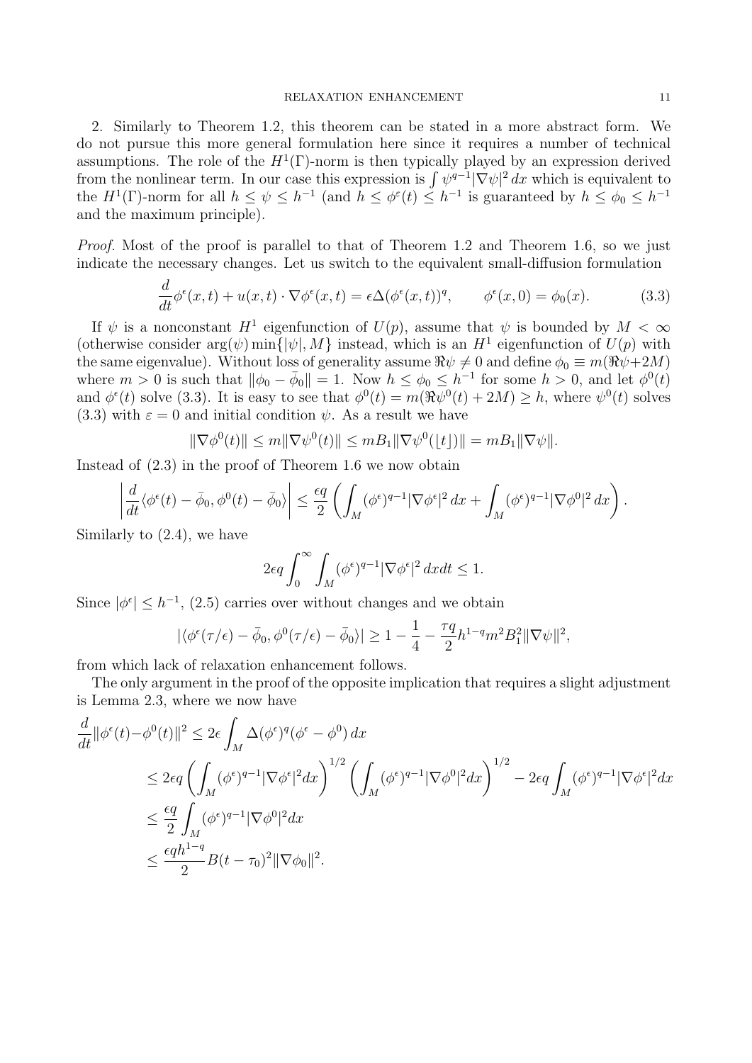2. Similarly to Theorem 1.2, this theorem can be stated in a more abstract form. We do not pursue this more general formulation here since it requires a number of technical assumptions. The role of the $H^1(\Gamma)$-norm is then typically played by an expression derived from the nonlinear term. In our case this expression is $\int \psi^{q-1}|\nabla\psi|^2\,dx$ which is equivalent to the $H^1(\Gamma)$-norm for all $h \le \psi \le h^{-1}$ (and $h \le \phi^\varepsilon(t) \le h^{-1}$ is guaranteed by $h \le \phi_0 \le h^{-1}$ and the maximum principle).

*Proof.* Most of the proof is parallel to that of Theorem 1.2 and Theorem 1.6, so we just indicate the necessary changes. Let us switch to the equivalent small-diffusion formulation

$$\frac{d}{dt}\phi^\epsilon(x,t) + u(x,t)\cdot\nabla\phi^\epsilon(x,t) = \epsilon\Delta(\phi^\epsilon(x,t))^q, \qquad \phi^\epsilon(x,0) = \phi_0(x). \tag{3.3}$$

If $\psi$ is a nonconstant $H^1$ eigenfunction of $U(p)$, assume that $\psi$ is bounded by $M < \infty$ (otherwise consider $\arg(\psi)\min\{|\psi|, M\}$ instead, which is an $H^1$ eigenfunction of $U(p)$ with the same eigenvalue). Without loss of generality assume $\Re\psi \ne 0$ and define $\phi_0 \equiv m(\Re\psi + 2M)$ where $m > 0$ is such that $\|\phi_0 - \bar\phi_0\| = 1$. Now $h \le \phi_0 \le h^{-1}$ for some $h > 0$, and let $\phi^0(t)$ and $\phi^\epsilon(t)$ solve (3.3). It is easy to see that $\phi^0(t) = m(\Re\psi^0(t) + 2M) \ge h$, where $\psi^0(t)$ solves (3.3) with $\varepsilon = 0$ and initial condition $\psi$. As a result we have

$$\|\nabla\phi^0(t)\| \le m\|\nabla\psi^0(t)\| \le mB_1\|\nabla\psi^0(\lfloor t\rfloor)\| = mB_1\|\nabla\psi\|.$$

Instead of (2.3) in the proof of Theorem 1.6 we now obtain

$$\left|\frac{d}{dt}\langle\phi^\epsilon(t) - \bar\phi_0, \phi^0(t) - \bar\phi_0\rangle\right| \le \frac{\epsilon q}{2}\left(\int_M (\phi^\epsilon)^{q-1}|\nabla\phi^\epsilon|^2\,dx + \int_M (\phi^\epsilon)^{q-1}|\nabla\phi^0|^2\,dx\right).$$

Similarly to (2.4), we have

$$2\epsilon q\int_0^\infty\int_M (\phi^\epsilon)^{q-1}|\nabla\phi^\epsilon|^2\,dxdt \le 1.$$

Since $|\phi^\epsilon| \le h^{-1}$, (2.5) carries over without changes and we obtain

$$|\langle\phi^\epsilon(\tau/\epsilon) - \bar\phi_0, \phi^0(\tau/\epsilon) - \bar\phi_0\rangle| \ge 1 - \frac{1}{4} - \frac{\tau q}{2}h^{1-q}m^2B_1^2\|\nabla\psi\|^2,$$

from which lack of relaxation enhancement follows.

The only argument in the proof of the opposite implication that requires a slight adjustment is Lemma 2.3, where we now have

$$\begin{aligned}
\frac{d}{dt}\|\phi^\epsilon(t) - \phi^0(t)\|^2 &\le 2\epsilon\int_M \Delta(\phi^\epsilon)^q(\phi^\epsilon - \phi^0)\,dx \\
&\le 2\epsilon q\left(\int_M (\phi^\epsilon)^{q-1}|\nabla\phi^\epsilon|^2dx\right)^{1/2}\left(\int_M (\phi^\epsilon)^{q-1}|\nabla\phi^0|^2dx\right)^{1/2} - 2\epsilon q\int_M (\phi^\epsilon)^{q-1}|\nabla\phi^\epsilon|^2dx \\
&\le \frac{\epsilon q}{2}\int_M (\phi^\epsilon)^{q-1}|\nabla\phi^0|^2dx \\
&\le \frac{\epsilon q h^{1-q}}{2}B(t-\tau_0)^2\|\nabla\phi_0\|^2.
\end{aligned}$$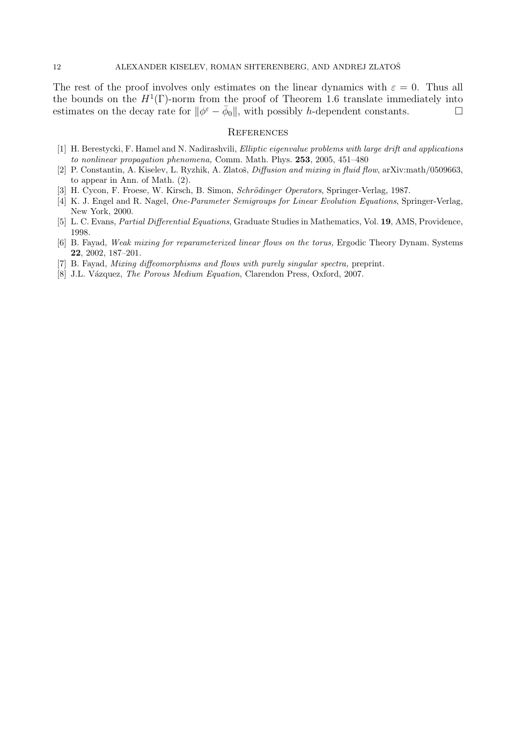The rest of the proof involves only estimates on the linear dynamics with $\varepsilon = 0$. Thus all the bounds on the $H^1(\Gamma)$-norm from the proof of Theorem 1.6 translate immediately into estimates on the decay rate for $\|\phi^\varepsilon - \bar{\phi}_0\|$, with possibly $h$-dependent constants. $\square$

## References

[1] H. Berestycki, F. Hamel and N. Nadirashvili, *Elliptic eigenvalue problems with large drift and applications to nonlinear propagation phenomena,* Comm. Math. Phys. **253**, 2005, 451–480

[2] P. Constantin, A. Kiselev, L. Ryzhik, A. Zlatoš, *Diffusion and mixing in fluid flow*, arXiv:math/0509663, to appear in Ann. of Math. (2).

[3] H. Cycon, F. Froese, W. Kirsch, B. Simon, *Schrödinger Operators*, Springer-Verlag, 1987.

[4] K. J. Engel and R. Nagel, *One-Parameter Semigroups for Linear Evolution Equations*, Springer-Verlag, New York, 2000.

[5] L. C. Evans, *Partial Differential Equations*, Graduate Studies in Mathematics, Vol. **19**, AMS, Providence, 1998.

[6] B. Fayad, *Weak mixing for reparameterized linear flows on the torus,* Ergodic Theory Dynam. Systems **22**, 2002, 187–201.

[7] B. Fayad, *Mixing diffeomorphisms and flows with purely singular spectra,* preprint.

[8] J.L. Vázquez, *The Porous Medium Equation*, Clarendon Press, Oxford, 2007.